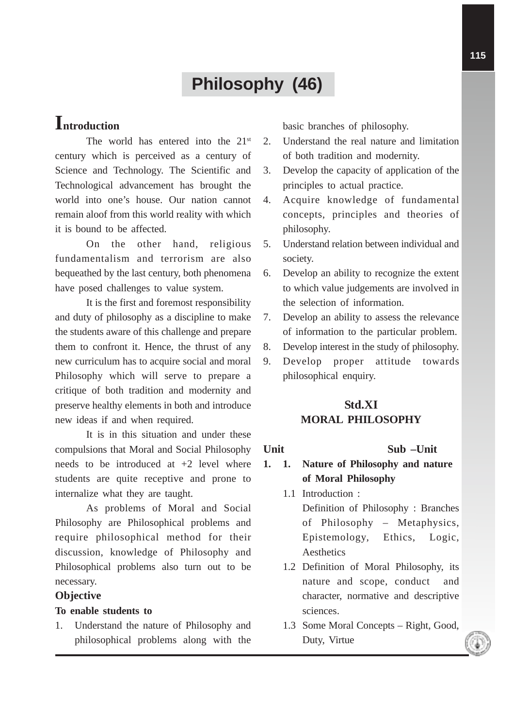# Philosophy (46)

## Introduction

The world has entered into the 21st century which is perceived as a century of Science and Technology. The Scientific and Technological advancement has brought the world into one's house. Our nation cannot remain aloof from this world reality with which it is bound to be affected.

On the other hand, religious fundamentalism and terrorism are also bequeathed by the last century, both phenomena have posed challenges to value system.

It is the first and foremost responsibility and duty of philosophy as a discipline to make the students aware of this challenge and prepare them to confront it. Hence, the thrust of any new curriculum has to acquire social and moral Philosophy which will serve to prepare a critique of both tradition and modernity and preserve healthy elements in both and introduce new ideas if and when required.

It is in this situation and under these compulsions that Moral and Social Philosophy needs to be introduced at +2 level where students are quite receptive and prone to internalize what they are taught.

As problems of Moral and Social Philosophy are Philosophical problems and require philosophical method for their discussion, knowledge of Philosophy and Philosophical problems also turn out to be necessary.

### Objective

**To enable students to**

1. Understand the nature of Philosophy and philosophical problems along with the basic branches of philosophy.
2. Understand the real nature and limitation of both tradition and modernity.
3. Develop the capacity of application of the principles to actual practice.
4. Acquire knowledge of fundamental concepts, principles and theories of philosophy.
5. Understand relation between individual and society.
6. Develop an ability to recognize the extent to which value judgements are involved in the selection of information.
7. Develop an ability to assess the relevance of information to the particular problem.
8. Develop interest in the study of philosophy.
9. Develop proper attitude towards philosophical enquiry.

## Std.XI
## MORAL PHILOSOPHY

**Unit** **Sub –Unit**

**1. 1. Nature of Philosophy and nature of Moral Philosophy**

1.1 Introduction :
Definition of Philosophy : Branches of Philosophy – Metaphysics, Epistemology, Ethics, Logic, Aesthetics

1.2 Definition of Moral Philosophy, its nature and scope, conduct and character, normative and descriptive sciences.

1.3 Some Moral Concepts – Right, Good, Duty, Virtue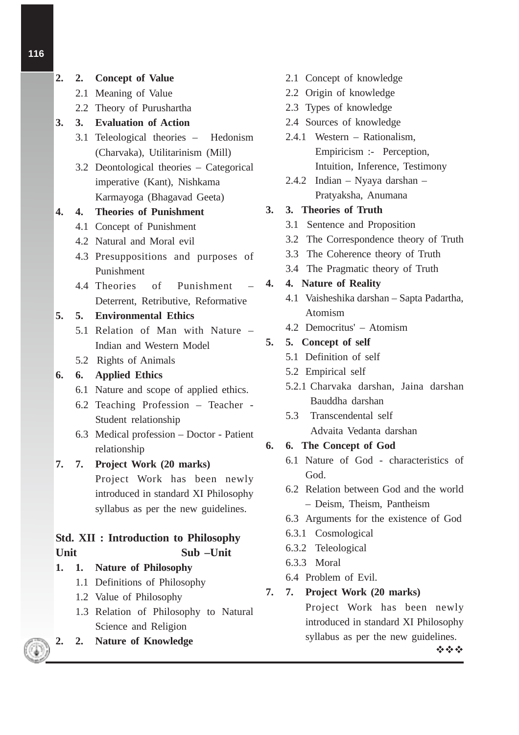2. 2. **Concept of Value**
   - 2.1 Meaning of Value
   - 2.2 Theory of Purushartha

3. 3. **Evaluation of Action**
   - 3.1 Teleological theories – Hedonism (Charvaka), Utilitarinism (Mill)
   - 3.2 Deontological theories – Categorical imperative (Kant), Nishkama Karmayoga (Bhagavad Geeta)

4. 4. **Theories of Punishment**
   - 4.1 Concept of Punishment
   - 4.2 Natural and Moral evil
   - 4.3 Presuppositions and purposes of Punishment
   - 4.4 Theories of Punishment – Deterrent, Retributive, Reformative

5. 5. **Environmental Ethics**
   - 5.1 Relation of Man with Nature – Indian and Western Model
   - 5.2 Rights of Animals

6. 6. **Applied Ethics**
   - 6.1 Nature and scope of applied ethics.
   - 6.2 Teaching Profession – Teacher - Student relationship
   - 6.3 Medical profession – Doctor - Patient relationship

7. 7. **Project Work (20 marks)**

   Project Work has been newly introduced in standard XI Philosophy syllabus as per the new guidelines.

**Std. XII : Introduction to Philosophy**

**Unit** **Sub –Unit**

1. 1. **Nature of Philosophy**
   - 1.1 Definitions of Philosophy
   - 1.2 Value of Philosophy
   - 1.3 Relation of Philosophy to Natural Science and Religion

2. 2. **Nature of Knowledge**
   - 2.1 Concept of knowledge
   - 2.2 Origin of knowledge
   - 2.3 Types of knowledge
   - 2.4 Sources of knowledge
   - 2.4.1 Western – Rationalism, Empiricism :- Perception, Intuition, Inference, Testimony
   - 2.4.2 Indian – Nyaya darshan – Pratyaksha, Anumana

3. 3. **Theories of Truth**
   - 3.1 Sentence and Proposition
   - 3.2 The Correspondence theory of Truth
   - 3.3 The Coherence theory of Truth
   - 3.4 The Pragmatic theory of Truth

4. 4. **Nature of Reality**
   - 4.1 Vaisheshika darshan – Sapta Padartha, Atomism
   - 4.2 Democritus' – Atomism

5. 5. **Concept of self**
   - 5.1 Definition of self
   - 5.2 Empirical self
   - 5.2.1 Charvaka darshan, Jaina darshan Bauddha darshan
   - 5.3 Transcendental self Advaita Vedanta darshan

6. 6. **The Concept of God**
   - 6.1 Nature of God - characteristics of God.
   - 6.2 Relation between God and the world – Deism, Theism, Pantheism
   - 6.3 Arguments for the existence of God
   - 6.3.1 Cosmological
   - 6.3.2 Teleological
   - 6.3.3 Moral
   - 6.4 Problem of Evil.

7. 7. **Project Work (20 marks)**

   Project Work has been newly introduced in standard XI Philosophy syllabus as per the new guidelines.

❖❖❖